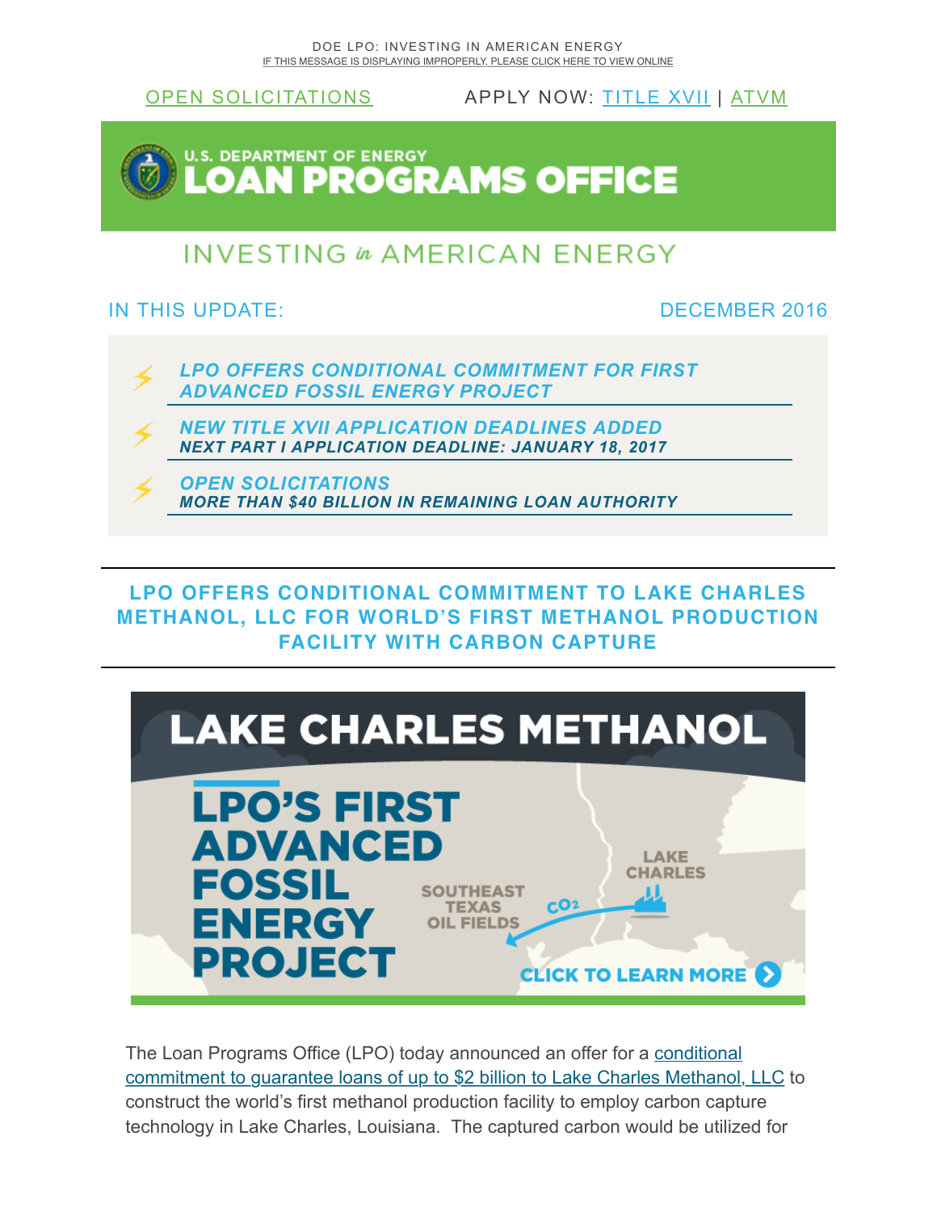DOE LPO: INVESTING IN AMERICAN ENERGY

IF THIS MESSAGE IS DISPLAYING IMPROPERLY, PLEASE CLICK HERE TO VIEW ONLINE

OPEN SOLICITATIONS APPLY NOW: TITLE XVII | ATVM

U.S. DEPARTMENT OF ENERGY

# LOAN PROGRAMS OFFICE

INVESTING *in* AMERICAN ENERGY

IN THIS UPDATE: DECEMBER 2016

- ***LPO OFFERS CONDITIONAL COMMITMENT FOR FIRST ADVANCED FOSSIL ENERGY PROJECT***
- ***NEW TITLE XVII APPLICATION DEADLINES ADDED***
  ***NEXT PART I APPLICATION DEADLINE: JANUARY 18, 2017***
- ***OPEN SOLICITATIONS***
  ***MORE THAN $40 BILLION IN REMAINING LOAN AUTHORITY***

## LPO OFFERS CONDITIONAL COMMITMENT TO LAKE CHARLES METHANOL, LLC FOR WORLD'S FIRST METHANOL PRODUCTION FACILITY WITH CARBON CAPTURE

LAKE CHARLES METHANOL

LPO'S FIRST ADVANCED FOSSIL ENERGY PROJECT

LAKE CHARLES

SOUTHEAST TEXAS OIL FIELDS

$CO_2$

CLICK TO LEARN MORE

The Loan Programs Office (LPO) today announced an offer for a conditional commitment to guarantee loans of up to $2 billion to Lake Charles Methanol, LLC to construct the world's first methanol production facility to employ carbon capture technology in Lake Charles, Louisiana. The captured carbon would be utilized for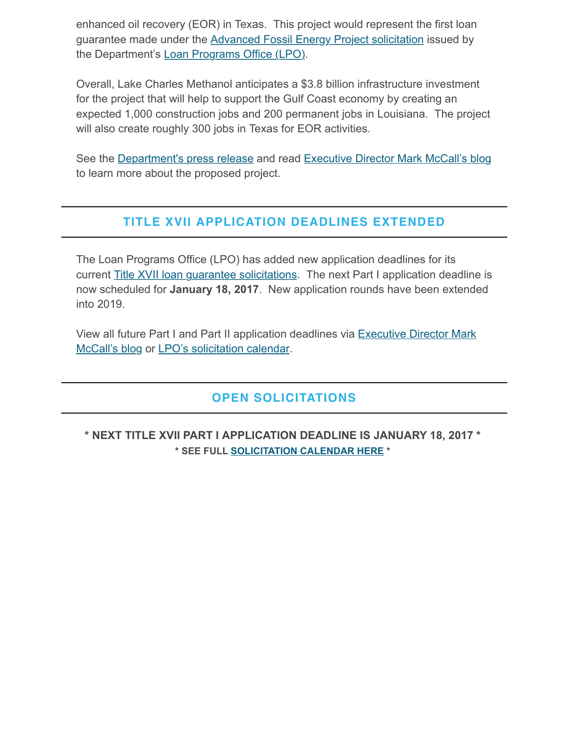enhanced oil recovery (EOR) in Texas. This project would represent the first loan guarantee made under the Advanced Fossil Energy Project solicitation issued by the Department's Loan Programs Office (LPO).

Overall, Lake Charles Methanol anticipates a $3.8 billion infrastructure investment for the project that will help to support the Gulf Coast economy by creating an expected 1,000 construction jobs and 200 permanent jobs in Louisiana. The project will also create roughly 300 jobs in Texas for EOR activities.

See the Department's press release and read Executive Director Mark McCall's blog to learn more about the proposed project.

## TITLE XVII APPLICATION DEADLINES EXTENDED

The Loan Programs Office (LPO) has added new application deadlines for its current Title XVII loan guarantee solicitations. The next Part I application deadline is now scheduled for **January 18, 2017**. New application rounds have been extended into 2019.

View all future Part I and Part II application deadlines via Executive Director Mark McCall's blog or LPO's solicitation calendar.

## OPEN SOLICITATIONS

**\* NEXT TITLE XVII PART I APPLICATION DEADLINE IS JANUARY 18, 2017 \***

**\* SEE FULL SOLICITATION CALENDAR HERE \***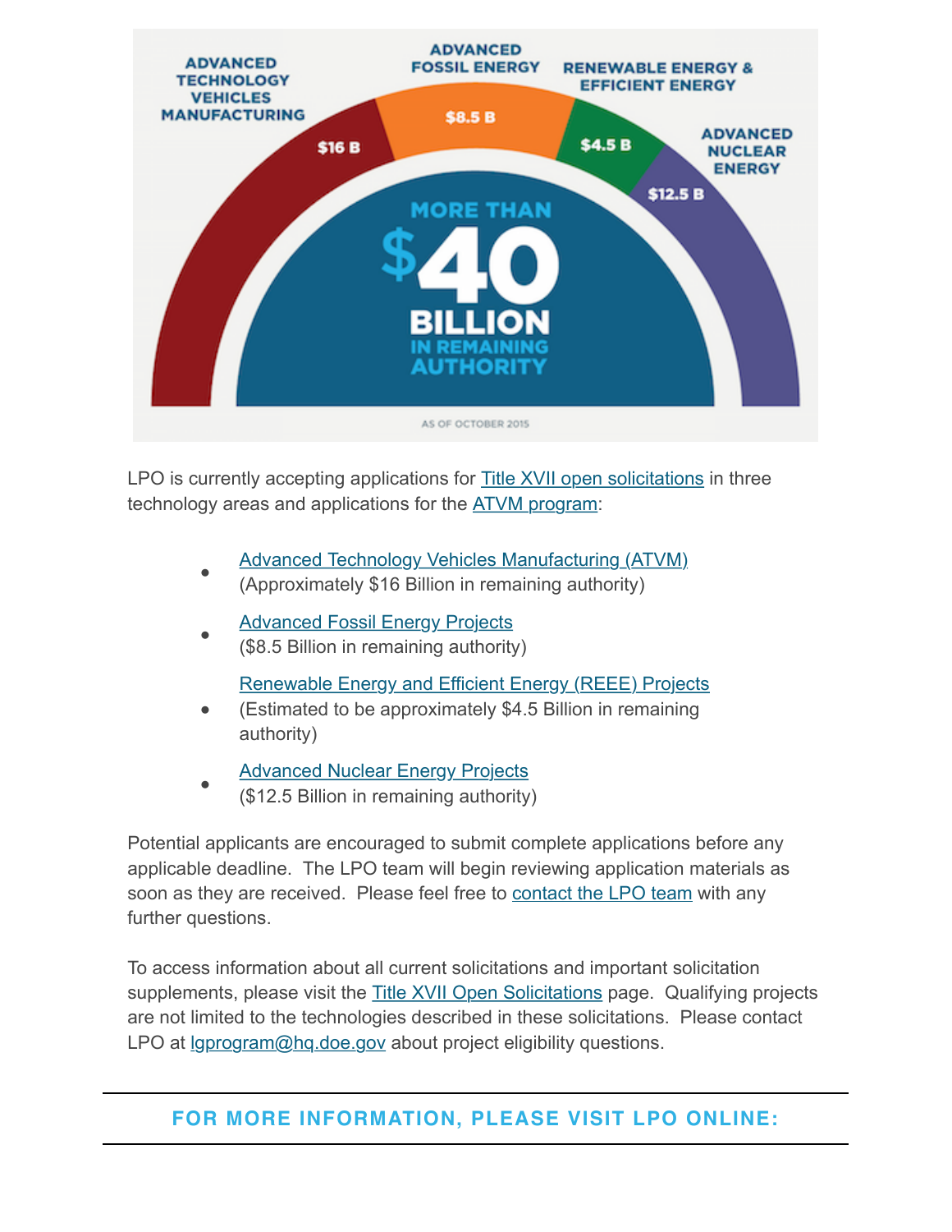ADVANCED TECHNOLOGY VEHICLES MANUFACTURING $16 B

ADVANCED FOSSIL ENERGY $8.5 B

RENEWABLE ENERGY & EFFICIENT ENERGY $4.5 B

ADVANCED NUCLEAR ENERGY $12.5 B

MORE THAN $40 BILLION IN REMAINING AUTHORITY

AS OF OCTOBER 2015

LPO is currently accepting applications for Title XVII open solicitations in three technology areas and applications for the ATVM program:

- Advanced Technology Vehicles Manufacturing (ATVM) (Approximately $16 Billion in remaining authority)
- Advanced Fossil Energy Projects ($8.5 Billion in remaining authority)
- Renewable Energy and Efficient Energy (REEE) Projects (Estimated to be approximately $4.5 Billion in remaining authority)
- Advanced Nuclear Energy Projects ($12.5 Billion in remaining authority)

Potential applicants are encouraged to submit complete applications before any applicable deadline. The LPO team will begin reviewing application materials as soon as they are received. Please feel free to contact the LPO team with any further questions.

To access information about all current solicitations and important solicitation supplements, please visit the Title XVII Open Solicitations page. Qualifying projects are not limited to the technologies described in these solicitations. Please contact LPO at lgprogram@hq.doe.gov about project eligibility questions.

---

**FOR MORE INFORMATION, PLEASE VISIT LPO ONLINE:**

---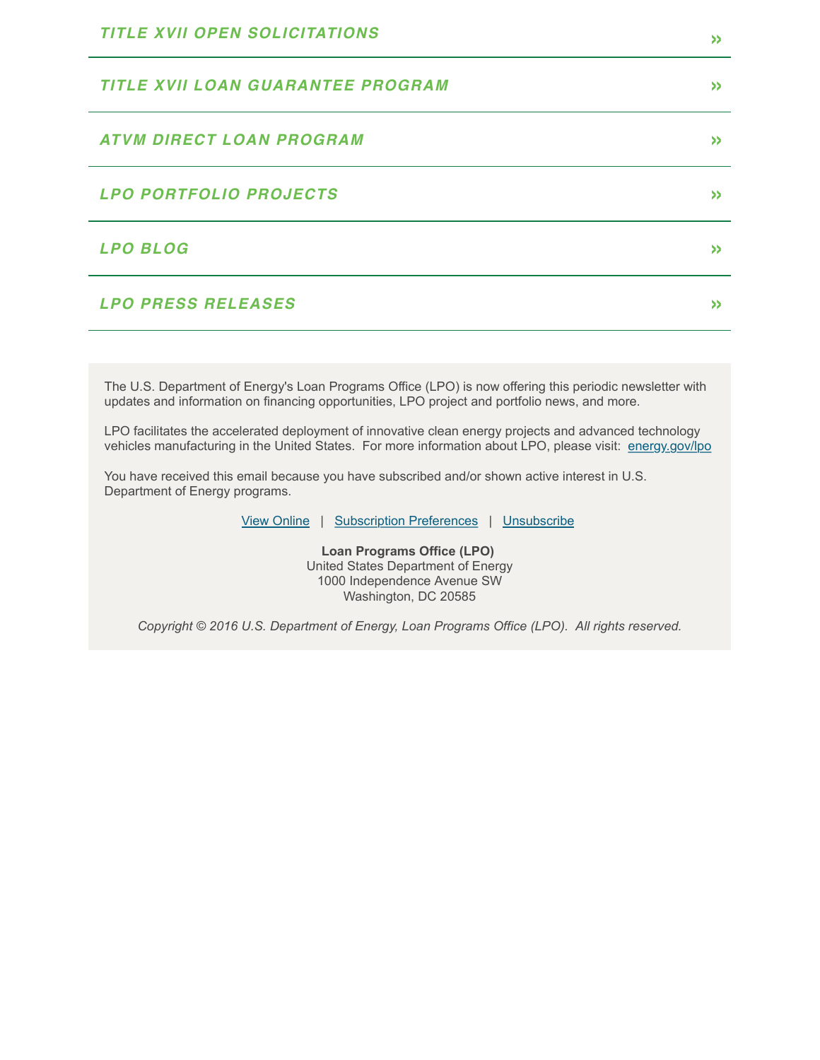## *TITLE XVII OPEN SOLICITATIONS* »

## *TITLE XVII LOAN GUARANTEE PROGRAM* »

## *ATVM DIRECT LOAN PROGRAM* »

## *LPO PORTFOLIO PROJECTS* »

## *LPO BLOG* »

## *LPO PRESS RELEASES* »

The U.S. Department of Energy's Loan Programs Office (LPO) is now offering this periodic newsletter with updates and information on financing opportunities, LPO project and portfolio news, and more.

LPO facilitates the accelerated deployment of innovative clean energy projects and advanced technology vehicles manufacturing in the United States. For more information about LPO, please visit: energy.gov/lpo

You have received this email because you have subscribed and/or shown active interest in U.S. Department of Energy programs.

View Online | Subscription Preferences | Unsubscribe

**Loan Programs Office (LPO)**
United States Department of Energy
1000 Independence Avenue SW
Washington, DC 20585

*Copyright © 2016 U.S. Department of Energy, Loan Programs Office (LPO). All rights reserved.*